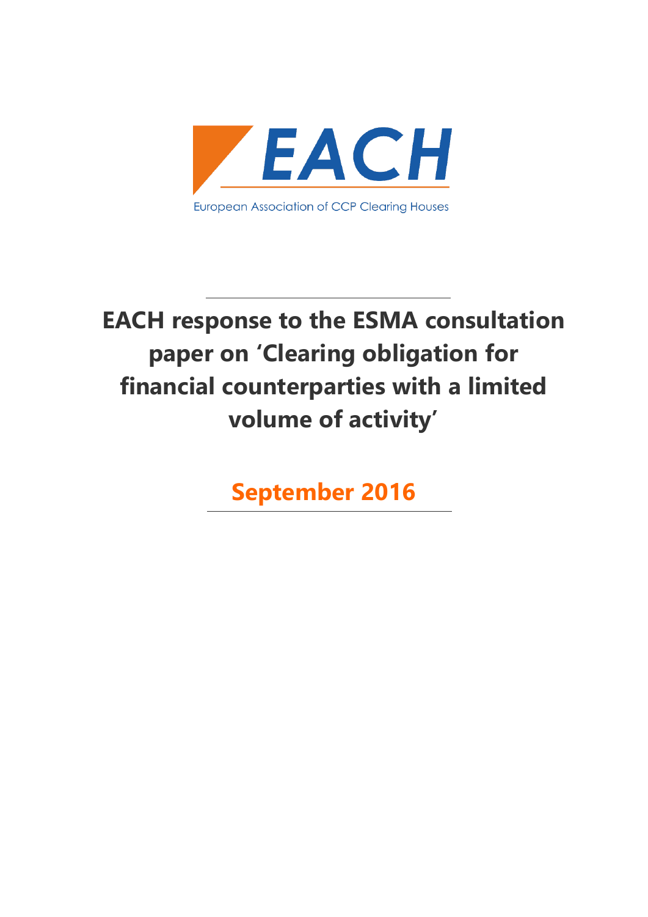EACH

European Association of CCP Clearing Houses

# EACH response to the ESMA consultation paper on 'Clearing obligation for financial counterparties with a limited volume of activity'

## September 2016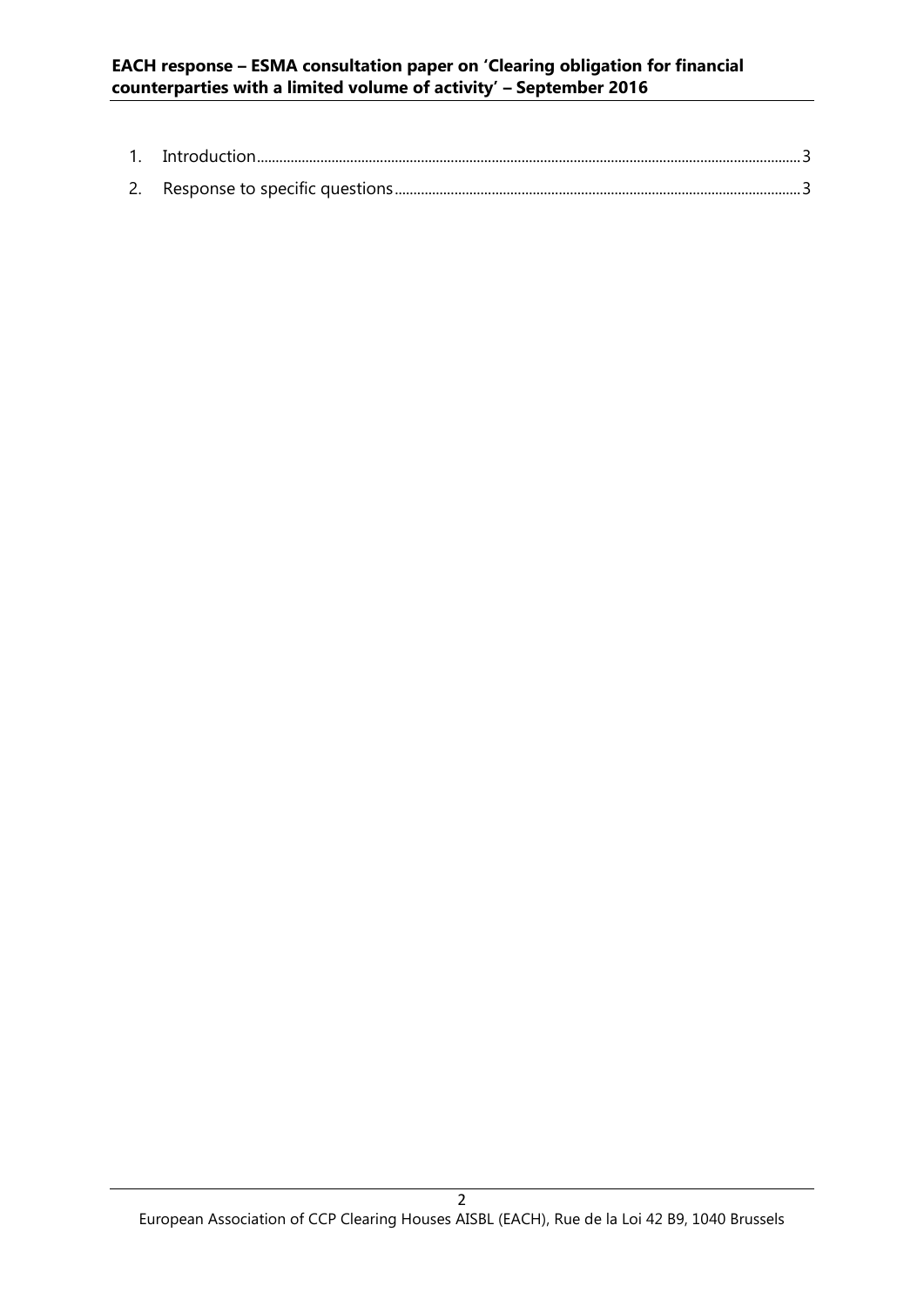1. Introduction........................................................................................................................................3
2. Response to specific questions..........................................................................................................3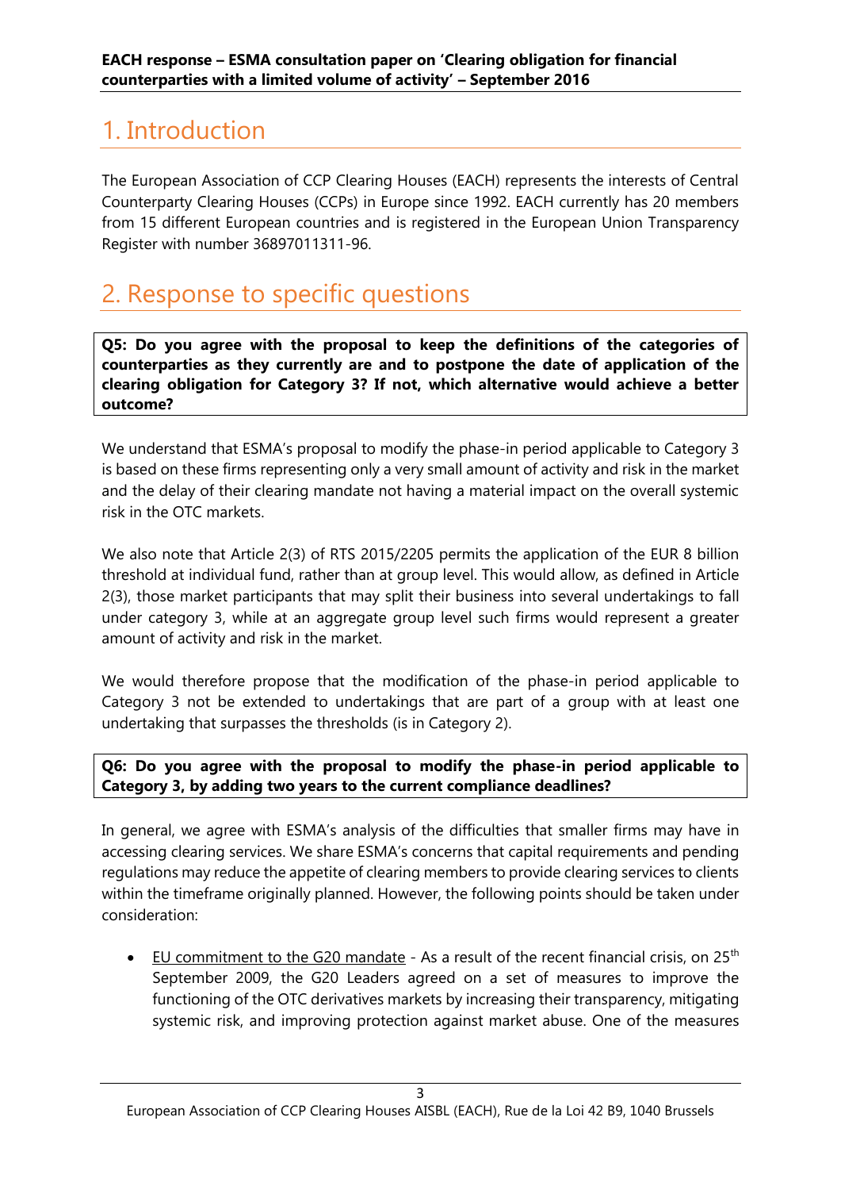# 1. Introduction

The European Association of CCP Clearing Houses (EACH) represents the interests of Central Counterparty Clearing Houses (CCPs) in Europe since 1992. EACH currently has 20 members from 15 different European countries and is registered in the European Union Transparency Register with number 36897011311-96.

# 2. Response to specific questions

**Q5: Do you agree with the proposal to keep the definitions of the categories of counterparties as they currently are and to postpone the date of application of the clearing obligation for Category 3? If not, which alternative would achieve a better outcome?**

We understand that ESMA's proposal to modify the phase-in period applicable to Category 3 is based on these firms representing only a very small amount of activity and risk in the market and the delay of their clearing mandate not having a material impact on the overall systemic risk in the OTC markets.

We also note that Article 2(3) of RTS 2015/2205 permits the application of the EUR 8 billion threshold at individual fund, rather than at group level. This would allow, as defined in Article 2(3), those market participants that may split their business into several undertakings to fall under category 3, while at an aggregate group level such firms would represent a greater amount of activity and risk in the market.

We would therefore propose that the modification of the phase-in period applicable to Category 3 not be extended to undertakings that are part of a group with at least one undertaking that surpasses the thresholds (is in Category 2).

**Q6: Do you agree with the proposal to modify the phase-in period applicable to Category 3, by adding two years to the current compliance deadlines?**

In general, we agree with ESMA's analysis of the difficulties that smaller firms may have in accessing clearing services. We share ESMA's concerns that capital requirements and pending regulations may reduce the appetite of clearing members to provide clearing services to clients within the timeframe originally planned. However, the following points should be taken under consideration:

- EU commitment to the G20 mandate - As a result of the recent financial crisis, on 25th September 2009, the G20 Leaders agreed on a set of measures to improve the functioning of the OTC derivatives markets by increasing their transparency, mitigating systemic risk, and improving protection against market abuse. One of the measures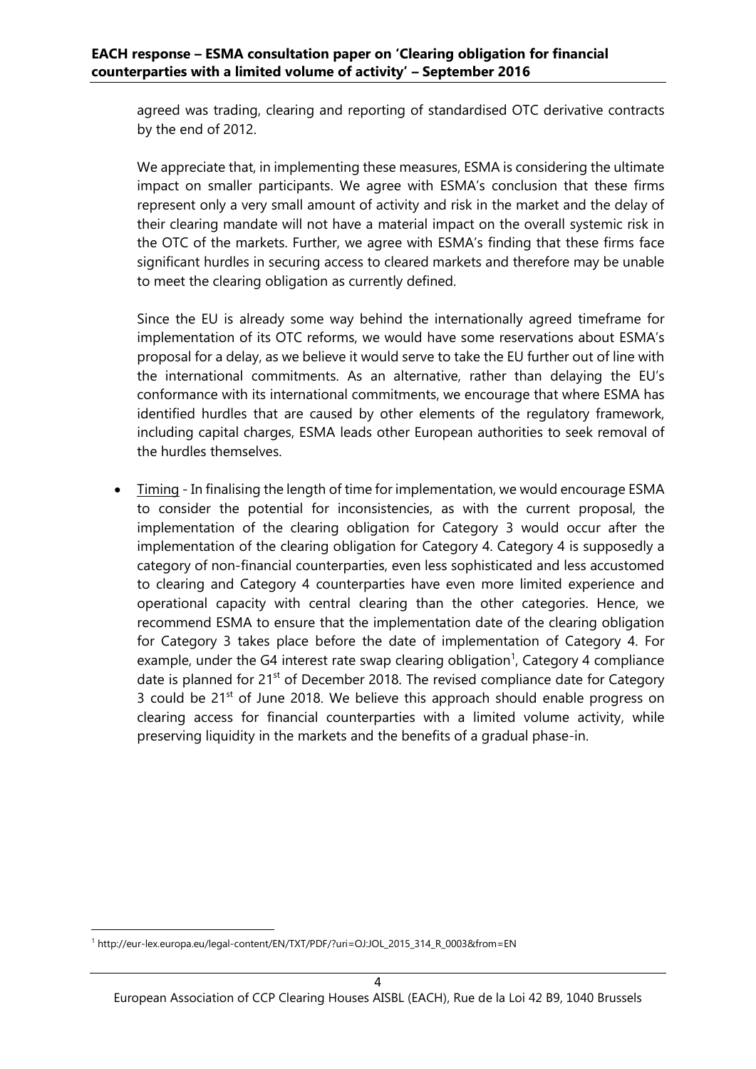agreed was trading, clearing and reporting of standardised OTC derivative contracts by the end of 2012.

We appreciate that, in implementing these measures, ESMA is considering the ultimate impact on smaller participants. We agree with ESMA's conclusion that these firms represent only a very small amount of activity and risk in the market and the delay of their clearing mandate will not have a material impact on the overall systemic risk in the OTC of the markets. Further, we agree with ESMA's finding that these firms face significant hurdles in securing access to cleared markets and therefore may be unable to meet the clearing obligation as currently defined.

Since the EU is already some way behind the internationally agreed timeframe for implementation of its OTC reforms, we would have some reservations about ESMA's proposal for a delay, as we believe it would serve to take the EU further out of line with the international commitments. As an alternative, rather than delaying the EU's conformance with its international commitments, we encourage that where ESMA has identified hurdles that are caused by other elements of the regulatory framework, including capital charges, ESMA leads other European authorities to seek removal of the hurdles themselves.

- Timing - In finalising the length of time for implementation, we would encourage ESMA to consider the potential for inconsistencies, as with the current proposal, the implementation of the clearing obligation for Category 3 would occur after the implementation of the clearing obligation for Category 4. Category 4 is supposedly a category of non-financial counterparties, even less sophisticated and less accustomed to clearing and Category 4 counterparties have even more limited experience and operational capacity with central clearing than the other categories. Hence, we recommend ESMA to ensure that the implementation date of the clearing obligation for Category 3 takes place before the date of implementation of Category 4. For example, under the G4 interest rate swap clearing obligation[1], Category 4 compliance date is planned for 21st of December 2018. The revised compliance date for Category 3 could be 21st of June 2018. We believe this approach should enable progress on clearing access for financial counterparties with a limited volume activity, while preserving liquidity in the markets and the benefits of a gradual phase-in.

[1] http://eur-lex.europa.eu/legal-content/EN/TXT/PDF/?uri=OJ:JOL_2015_314_R_0003&from=EN